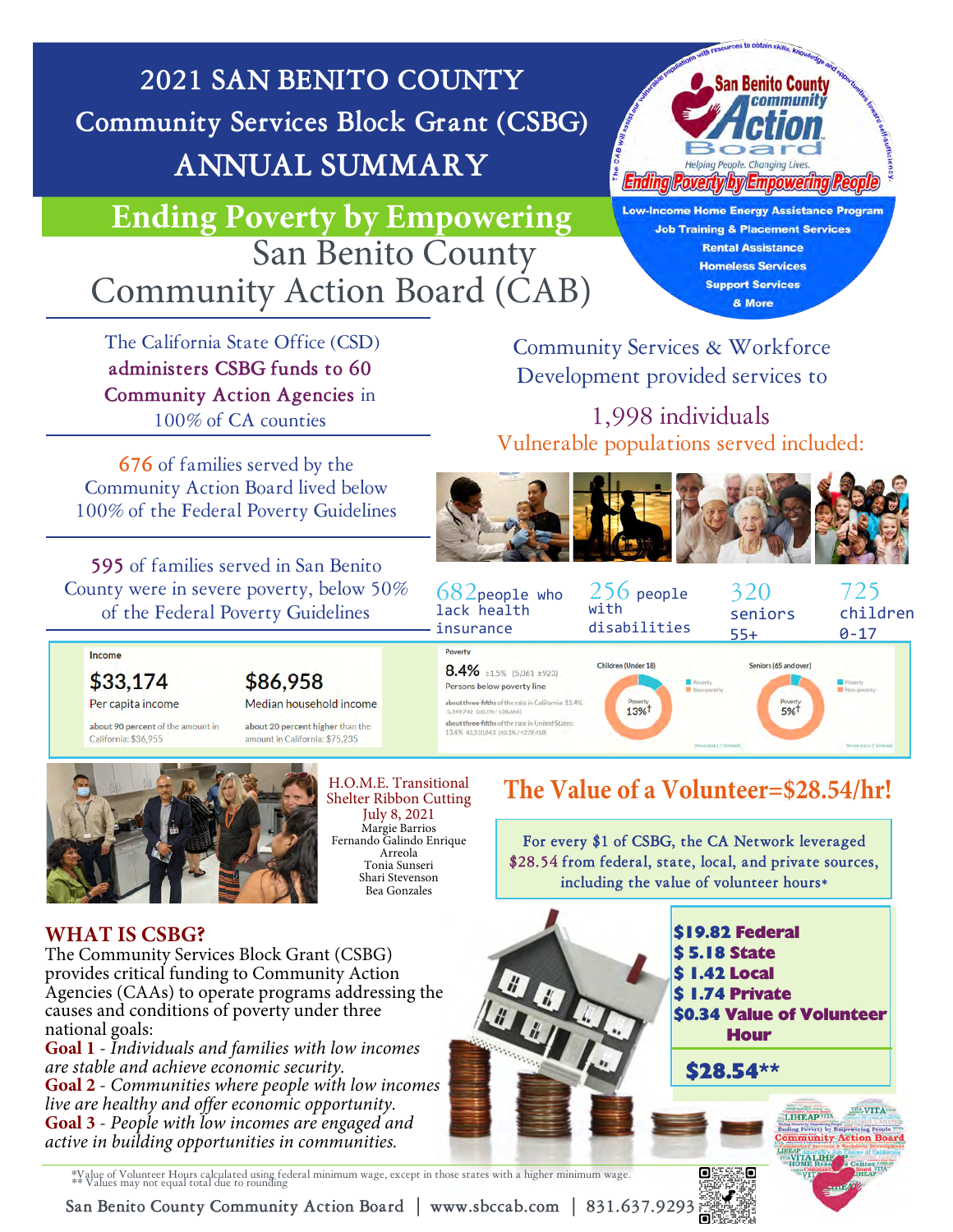# 2021 SAN BENITO COUNTY Community Services Block Grant (CSBG) ANNUAL SUMMARY

## Ending Poverty by Empowering San Benito County Community Action Board (CAB)

San Benito County Community Action Board
Helping People. Changing Lives.
Ending Poverty by Empowering People

The CAB will assist our vulnerable populations with resources to obtain skills, knowledge and opportunities toward self-sufficiency.

- Low-Income Home Energy Assistance Program
- Job Training & Placement Services
- Rental Assistance
- Homeless Services
- Support Services
- & More

The California State Office (CSD) **administers CSBG funds to 60 Community Action Agencies** in 100% of CA counties

676 of families served by the Community Action Board lived below 100% of the Federal Poverty Guidelines

595 of families served in San Benito County were in severe poverty, below 50% of the Federal Poverty Guidelines

Community Services & Workforce Development provided services to

1,998 individuals

Vulnerable populations served included:

| 682 people who lack health insurance | 256 people with disabilities | 320 seniors 55+ | 725 children 0-17 |
|---|---|---|---|

**Income**

**$33,174** Per capita income — about 90 percent of the amount in California: $36,955

**$86,958** Median household income — about 20 percent higher than the amount in California: $75,235

**Poverty**

**8.4%** ±1.5% (5,061 ±923) Persons below poverty line

about three-fifths of the rate in California: 13.4%
about three-fifths of the rate in United States: 13.4%

Children (Under 18): Poverty 13%

Seniors (65 and over): Poverty 5%

H.O.M.E. Transitional Shelter Ribbon Cutting
July 8, 2021
Margie Barrios
Fernando Galindo Enrique Arreola
Tonia Sunseri
Shari Stevenson
Bea Gonzales

## The Value of a Volunteer=$28.54/hr!

For every $1 of CSBG, the CA Network leveraged $28.54 from federal, state, local, and private sources, including the value of volunteer hours*

**$19.82 Federal**
**$ 5.18 State**
**$ 1.42 Local**
**$ 1.74 Private**
**$0.34 Value of Volunteer Hour**

**$28.54****

## WHAT IS CSBG?

The Community Services Block Grant (CSBG) provides critical funding to Community Action Agencies (CAAs) to operate programs addressing the causes and conditions of poverty under three national goals:

**Goal 1** - *Individuals and families with low incomes are stable and achieve economic security.*

**Goal 2** - *Communities where people with low incomes live are healthy and offer economic opportunity.*

**Goal 3** - *People with low incomes are engaged and active in building opportunities in communities.*

*Value of Volunteer Hours calculated using federal minimum wage, except in those states with a higher minimum wage.
** Values may not equal total due to rounding

San Benito County Community Action Board | www.sbccab.com | 831.637.9293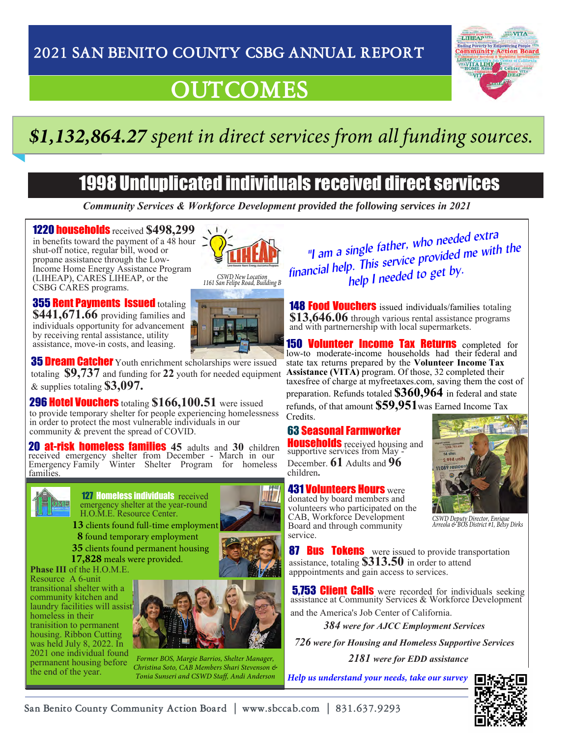# 2021 SAN BENITO COUNTY CSBG ANNUAL REPORT

# OUTCOMES

***$1,132,864.27** spent in direct services from all funding sources.*

## 1998 Unduplicated individuals received direct services

***Community Services & Workforce Development provided the following services in 2021***

**1220 households** received **$498,299** in benefits toward the payment of a 48 hour shut-off notice, regular bill, wood or propane assistance through the Low-Income Home Energy Assistance Program (LIHEAP), CARES LIHEAP, or the CSBG CARES programs.

*CSWD New Location*
*1161 San Felipe Road, Building B*

**355 Rent Payments Issued** totaling **$441,671.66** providing families and individuals opportunity for advancement by receiving rental assistance, utility assistance, move-in costs, and leasing.

**35 Dream Catcher** Youth enrichment scholarships were issued totaling **$9,737** and funding for **22** youth for needed equipment & supplies totaling **$3,097.**

**296 Hotel Vouchers** totaling **$166,100.51** were issued to provide temporary shelter for people experiencing homelessness in order to protect the most vulnerable individuals in our community & prevent the spread of COVID.

**20 at-risk homeless families** **45** adults and **30** children received emergency shelter from December - March in our Emergency Family Winter Shelter Program for homeless families.

**127 Homeless individuals** received emergency shelter at the year-round H.O.M.E. Resource Center.

- **13** clients found full-time employment
- **8** found temporary employment
- **35** clients found permanent housing
- **17,828** meals were provided.

**Phase III** of the H.O.M.E. Resource A 6-unit transitional shelter with a community kitchen and laundry facilities will assist homeless in their tranisition to permanent housing. Ribbon Cutting was held July 8, 2022. In 2021 one individual found permanent housing before the end of the year.

*Former BOS, Margie Barrios, Shelter Manager, Christina Soto, CAB Members Shari Stevenson & Tonia Sunseri and CSWD Staff, Andi Anderson*

*"I am a single father, who needed extra financial help. This service provided me with the help I needed to get by.*

**148 Food Vouchers** issued individuals/families totaling **$13,646.06** through various rental assistance programs and with partnership with local supermarkets.

**150 Volunteer Income Tax Returns** completed for low-to moderate-income households had their federal and state tax returns prepared by the **Volunteer Income Tax Assistance (VITA)** program. Of those, 32 completed their taxesfree of charge at myfreetaxes.com, saving them the cost of preparation. Refunds totaled **$360,964** in federal and state refunds, of that amount **$59,951** was Earned Income Tax Credits.

**63 Seasonal Farmworker Households** received housing and supportive services from May - December. **61** Adults and **96** children**.**

**431 Volunteers Hours** were donated by board members and volunteers who participated on the CAB, Workforce Development Board and through community service.

*CSWD Deputy Director, Enrique Arreola & BOS District #1, Betsy Dirks*

**87 Bus Tokens** were issued to provide transportation assistance, totaling **$313.50** in order to attend apppointments and gain access to services.

**5,753 Client Calls** were recorded for individuals seeking assistance at Community Services & Workforce Development and the America's Job Center of California.

***384** were for AJCC Employment Services*

***726** were for Housing and Homeless Supportive Services*

***2181** were for EDD assistance*

*Help us understand your needs, take our survey*

San Benito County Community Action Board | www.sbccab.com | 831.637.9293